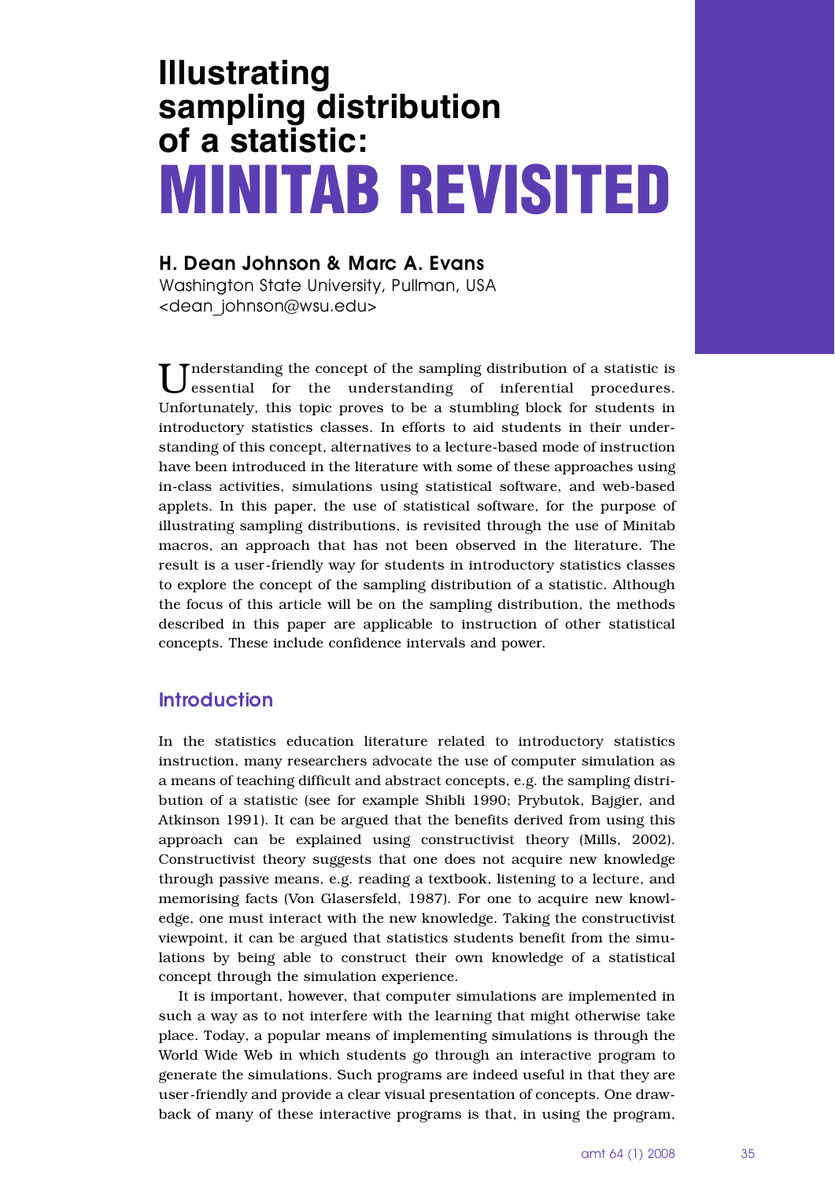# Illustrating sampling distribution of a statistic: MINITAB REVISITED

**H. Dean Johnson & Marc A. Evans**
Washington State University, Pullman, USA
<dean_johnson@wsu.edu>

Understanding the concept of the sampling distribution of a statistic is essential for the understanding of inferential procedures. Unfortunately, this topic proves to be a stumbling block for students in introductory statistics classes. In efforts to aid students in their understanding of this concept, alternatives to a lecture-based mode of instruction have been introduced in the literature with some of these approaches using in-class activities, simulations using statistical software, and web-based applets. In this paper, the use of statistical software, for the purpose of illustrating sampling distributions, is revisited through the use of Minitab macros, an approach that has not been observed in the literature. The result is a user-friendly way for students in introductory statistics classes to explore the concept of the sampling distribution of a statistic. Although the focus of this article will be on the sampling distribution, the methods described in this paper are applicable to instruction of other statistical concepts. These include confidence intervals and power.

## Introduction

In the statistics education literature related to introductory statistics instruction, many researchers advocate the use of computer simulation as a means of teaching difficult and abstract concepts, e.g. the sampling distribution of a statistic (see for example Shibli 1990; Prybutok, Bajgier, and Atkinson 1991). It can be argued that the benefits derived from using this approach can be explained using constructivist theory (Mills, 2002). Constructivist theory suggests that one does not acquire new knowledge through passive means, e.g. reading a textbook, listening to a lecture, and memorising facts (Von Glasersfeld, 1987). For one to acquire new knowledge, one must interact with the new knowledge. Taking the constructivist viewpoint, it can be argued that statistics students benefit from the simulations by being able to construct their own knowledge of a statistical concept through the simulation experience.

It is important, however, that computer simulations are implemented in such a way as to not interfere with the learning that might otherwise take place. Today, a popular means of implementing simulations is through the World Wide Web in which students go through an interactive program to generate the simulations. Such programs are indeed useful in that they are user-friendly and provide a clear visual presentation of concepts. One drawback of many of these interactive programs is that, in using the program,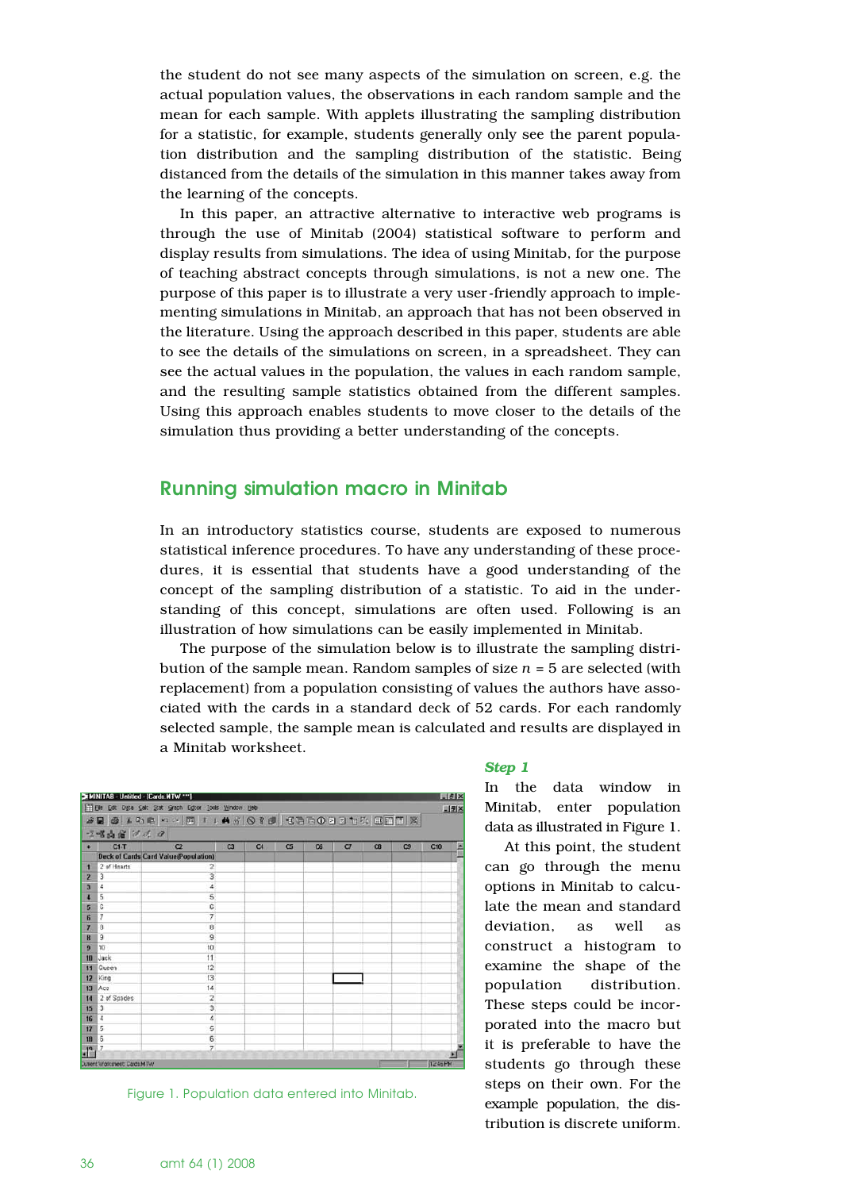the student do not see many aspects of the simulation on screen, e.g. the actual population values, the observations in each random sample and the mean for each sample. With applets illustrating the sampling distribution for a statistic, for example, students generally only see the parent population distribution and the sampling distribution of the statistic. Being distanced from the details of the simulation in this manner takes away from the learning of the concepts.

In this paper, an attractive alternative to interactive web programs is through the use of Minitab (2004) statistical software to perform and display results from simulations. The idea of using Minitab, for the purpose of teaching abstract concepts through simulations, is not a new one. The purpose of this paper is to illustrate a very user-friendly approach to implementing simulations in Minitab, an approach that has not been observed in the literature. Using the approach described in this paper, students are able to see the details of the simulations on screen, in a spreadsheet. They can see the actual values in the population, the values in each random sample, and the resulting sample statistics obtained from the different samples. Using this approach enables students to move closer to the details of the simulation thus providing a better understanding of the concepts.

## Running simulation macro in Minitab

In an introductory statistics course, students are exposed to numerous statistical inference procedures. To have any understanding of these procedures, it is essential that students have a good understanding of the concept of the sampling distribution of a statistic. To aid in the understanding of this concept, simulations are often used. Following is an illustration of how simulations can be easily implemented in Minitab.

The purpose of the simulation below is to illustrate the sampling distribution of the sample mean. Random samples of size $n = 5$ are selected (with replacement) from a population consisting of values the authors have associated with the cards in a standard deck of 52 cards. For each randomly selected sample, the sample mean is calculated and results are displayed in a Minitab worksheet.

Figure 1. Population data entered into Minitab.

### *Step 1*

In the data window in Minitab, enter population data as illustrated in Figure 1.

At this point, the student can go through the menu options in Minitab to calculate the mean and standard deviation, as well as construct a histogram to examine the shape of the population distribution. These steps could be incorporated into the macro but it is preferable to have the students go through these steps on their own. For the example population, the distribution is discrete uniform.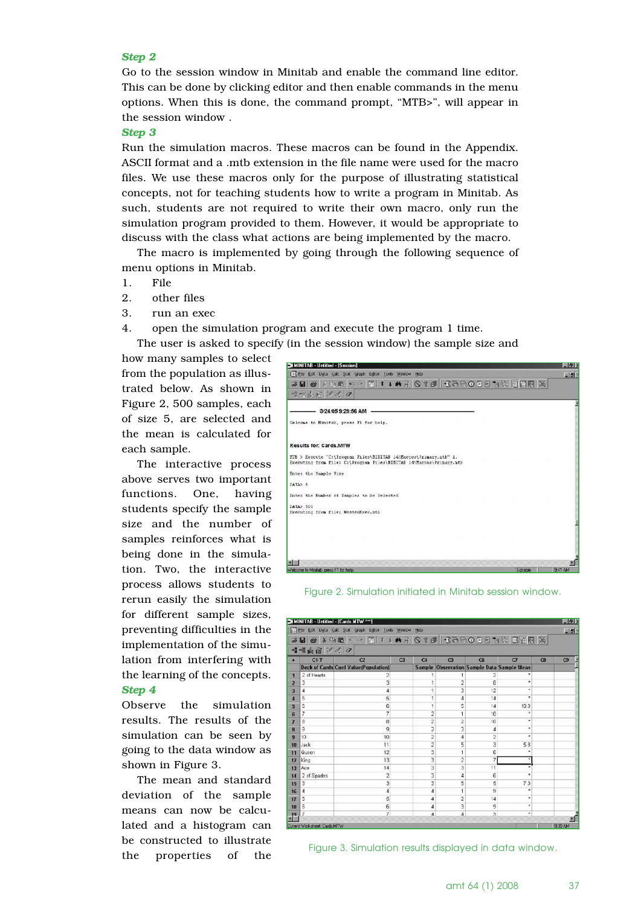***Step 2***

Go to the session window in Minitab and enable the command line editor. This can be done by clicking editor and then enable commands in the menu options. When this is done, the command prompt, “MTB>”, will appear in the session window .

***Step 3***

Run the simulation macros. These macros can be found in the Appendix. ASCII format and a .mtb extension in the file name were used for the macro files. We use these macros only for the purpose of illustrating statistical concepts, not for teaching students how to write a program in Minitab. As such, students are not required to write their own macro, only run the simulation program provided to them. However, it would be appropriate to discuss with the class what actions are being implemented by the macro.

The macro is implemented by going through the following sequence of menu options in Minitab.

1. File
2. other files
3. run an exec
4. open the simulation program and execute the program 1 time.

The user is asked to specify (in the session window) the sample size and how many samples to select from the population as illustrated below. As shown in Figure 2, 500 samples, each of size 5, are selected and the mean is calculated for each sample.

Figure 2. Simulation initiated in Minitab session window.

The interactive process above serves two important functions. One, having students specify the sample size and the number of samples reinforces what is being done in the simulation. Two, the interactive process allows students to rerun easily the simulation for different sample sizes, preventing difficulties in the implementation of the simulation from interfering with the learning of the concepts.

***Step 4***

Observe the simulation results. The results of the simulation can be seen by going to the data window as shown in Figure 3.

Figure 3. Simulation results displayed in data window.

The mean and standard deviation of the sample means can now be calculated and a histogram can be constructed to illustrate the properties of the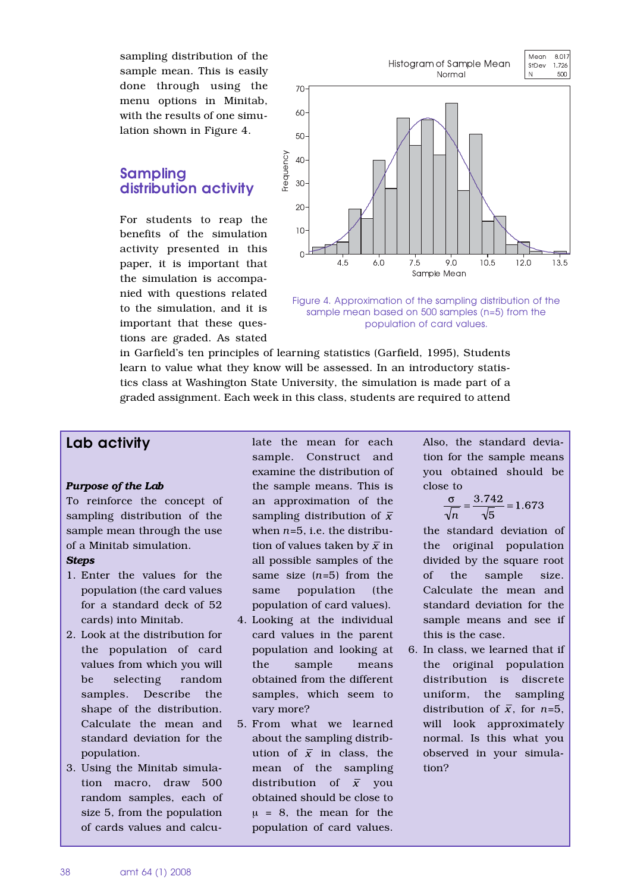sampling distribution of the sample mean. This is easily done through using the menu options in Minitab, with the results of one simulation shown in Figure 4.

Figure 4. Approximation of the sampling distribution of the sample mean based on 500 samples (n=5) from the population of card values.

## Sampling distribution activity

For students to reap the benefits of the simulation activity presented in this paper, it is important that the simulation is accompanied with questions related to the simulation, and it is important that these questions are graded. As stated in Garfield's ten principles of learning statistics (Garfield, 1995), Students learn to value what they know will be assessed. In an introductory statistics class at Washington State University, the simulation is made part of a graded assignment. Each week in this class, students are required to attend

### Lab activity

***Purpose of the Lab***

To reinforce the concept of sampling distribution of the sample mean through the use of a Minitab simulation.

***Steps***

1. Enter the values for the population (the card values for a standard deck of 52 cards) into Minitab.
2. Look at the distribution for the population of card values from which you will be selecting random samples. Describe the shape of the distribution. Calculate the mean and standard deviation for the population.
3. Using the Minitab simulation macro, draw 500 random samples, each of size 5, from the population of cards values and calculate the mean for each sample. Construct and examine the distribution of the sample means. This is an approximation of the sampling distribution of $\bar{x}$ when $n$=5, i.e. the distribution of values taken by $\bar{x}$ in all possible samples of the same size ($n$=5) from the same population (the population of card values).
4. Looking at the individual card values in the parent population and looking at the sample means obtained from the different samples, which seem to vary more?
5. From what we learned about the sampling distribution of $\bar{x}$ in class, the mean of the sampling distribution of $\bar{x}$ you obtained should be close to $\mu$ = 8, the mean for the population of card values. Also, the standard deviation for the sample means you obtained should be close to
$$\frac{\sigma}{\sqrt{n}} = \frac{3.742}{\sqrt{5}} = 1.673$$
the standard deviation of the original population divided by the square root of the sample size. Calculate the mean and standard deviation for the sample means and see if this is the case.
6. In class, we learned that if the original population distribution is discrete uniform, the sampling distribution of $\bar{x}$, for $n$=5, will look approximately normal. Is this what you observed in your simulation?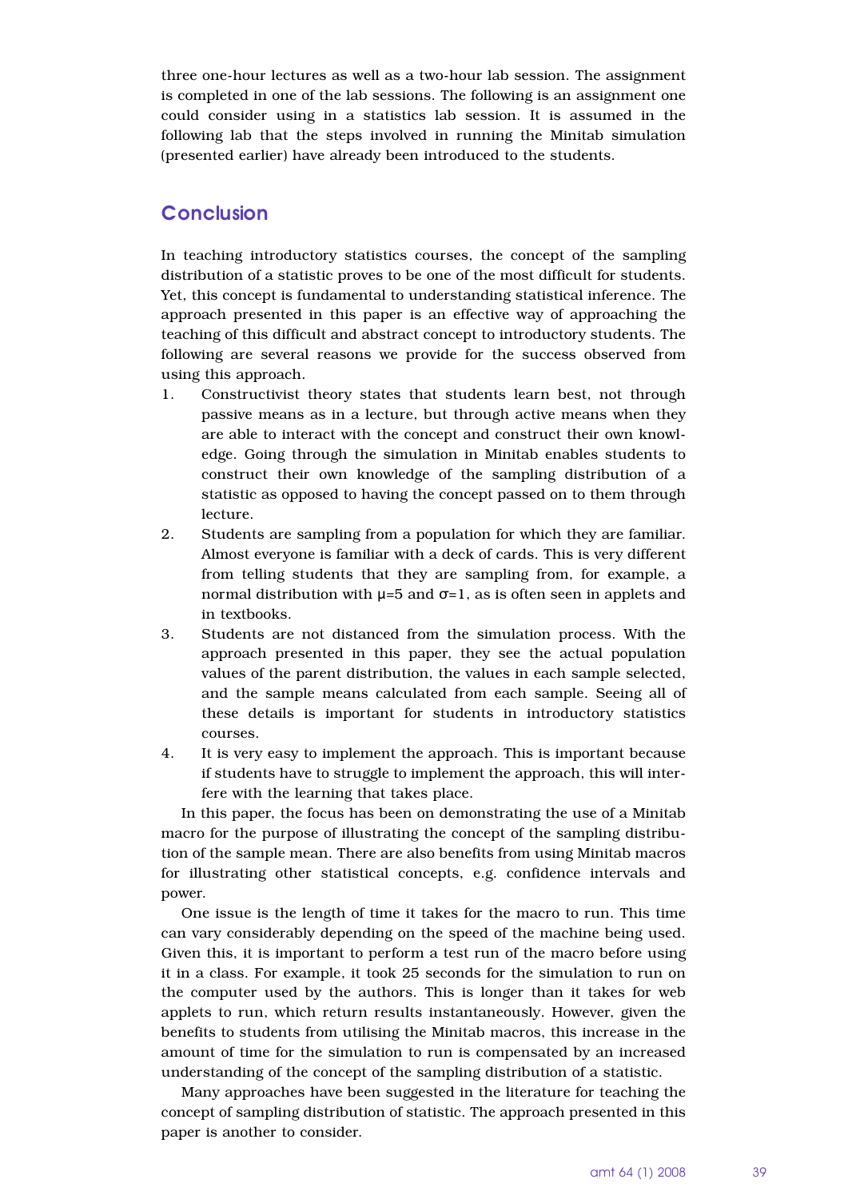three one-hour lectures as well as a two-hour lab session. The assignment is completed in one of the lab sessions. The following is an assignment one could consider using in a statistics lab session. It is assumed in the following lab that the steps involved in running the Minitab simulation (presented earlier) have already been introduced to the students.

## Conclusion

In teaching introductory statistics courses, the concept of the sampling distribution of a statistic proves to be one of the most difficult for students. Yet, this concept is fundamental to understanding statistical inference. The approach presented in this paper is an effective way of approaching the teaching of this difficult and abstract concept to introductory students. The following are several reasons we provide for the success observed from using this approach.

1. Constructivist theory states that students learn best, not through passive means as in a lecture, but through active means when they are able to interact with the concept and construct their own knowledge. Going through the simulation in Minitab enables students to construct their own knowledge of the sampling distribution of a statistic as opposed to having the concept passed on to them through lecture.
2. Students are sampling from a population for which they are familiar. Almost everyone is familiar with a deck of cards. This is very different from telling students that they are sampling from, for example, a normal distribution with $\mu=5$ and $\sigma=1$, as is often seen in applets and in textbooks.
3. Students are not distanced from the simulation process. With the approach presented in this paper, they see the actual population values of the parent distribution, the values in each sample selected, and the sample means calculated from each sample. Seeing all of these details is important for students in introductory statistics courses.
4. It is very easy to implement the approach. This is important because if students have to struggle to implement the approach, this will interfere with the learning that takes place.

In this paper, the focus has been on demonstrating the use of a Minitab macro for the purpose of illustrating the concept of the sampling distribution of the sample mean. There are also benefits from using Minitab macros for illustrating other statistical concepts, e.g. confidence intervals and power.

One issue is the length of time it takes for the macro to run. This time can vary considerably depending on the speed of the machine being used. Given this, it is important to perform a test run of the macro before using it in a class. For example, it took 25 seconds for the simulation to run on the computer used by the authors. This is longer than it takes for web applets to run, which return results instantaneously. However, given the benefits to students from utilising the Minitab macros, this increase in the amount of time for the simulation to run is compensated by an increased understanding of the concept of the sampling distribution of a statistic.

Many approaches have been suggested in the literature for teaching the concept of sampling distribution of statistic. The approach presented in this paper is another to consider.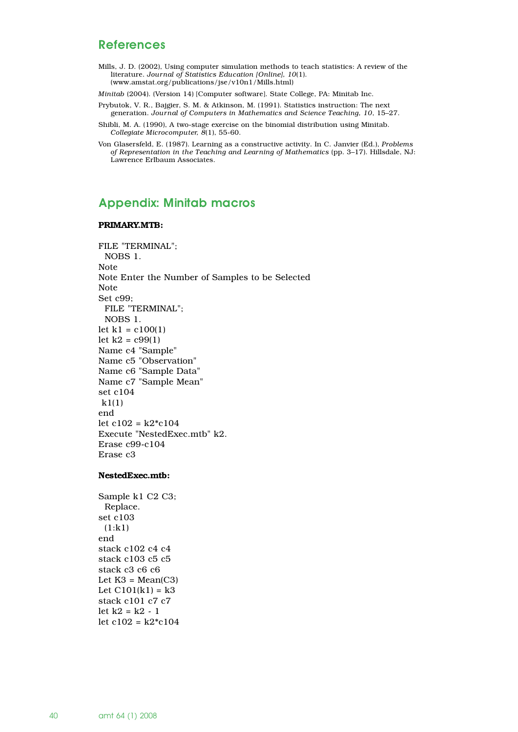## References

Mills, J. D. (2002), Using computer simulation methods to teach statistics: A review of the literature. *Journal of Statistics Education [Online], 10*(1). (www.amstat.org/publications/jse/v10n1/Mills.html)

*Minitab* (2004). (Version 14) [Computer software]. State College, PA: Minitab Inc.

Prybutok, V. R., Bajgier, S. M. & Atkinson, M. (1991). Statistics instruction: The next generation. *Journal of Computers in Mathematics and Science Teaching, 10*, 15–27.

Shibli, M. A. (1990), A two-stage exercise on the binomial distribution using Minitab. *Collegiate Microcomputer, 8*(1), 55-60.

Von Glasersfeld, E. (1987). Learning as a constructive activity. In C. Janvier (Ed.), *Problems of Representation in the Teaching and Learning of Mathematics* (pp. 3–17). Hillsdale, NJ: Lawrence Erlbaum Associates.

## Appendix: Minitab macros

**PRIMARY.MTB:**

```
FILE "TERMINAL";
  NOBS 1.
Note
Note Enter the Number of Samples to be Selected
Note
Set c99;
  FILE "TERMINAL";
  NOBS 1.
let k1 = c100(1)
let k2 = c99(1)
Name c4 "Sample"
Name c5 "Observation"
Name c6 "Sample Data"
Name c7 "Sample Mean"
set c104
 k1(1)
end
let c102 = k2*c104
Execute "NestedExec.mtb" k2.
Erase c99-c104
Erase c3
```

**NestedExec.mtb:**

```
Sample k1 C2 C3;
  Replace.
set c103
  (1:k1)
end
stack c102 c4 c4
stack c103 c5 c5
stack c3 c6 c6
Let K3 = Mean(C3)
Let C101(k1) = k3
stack c101 c7 c7
let k2 = k2 - 1
let c102 = k2*c104
```